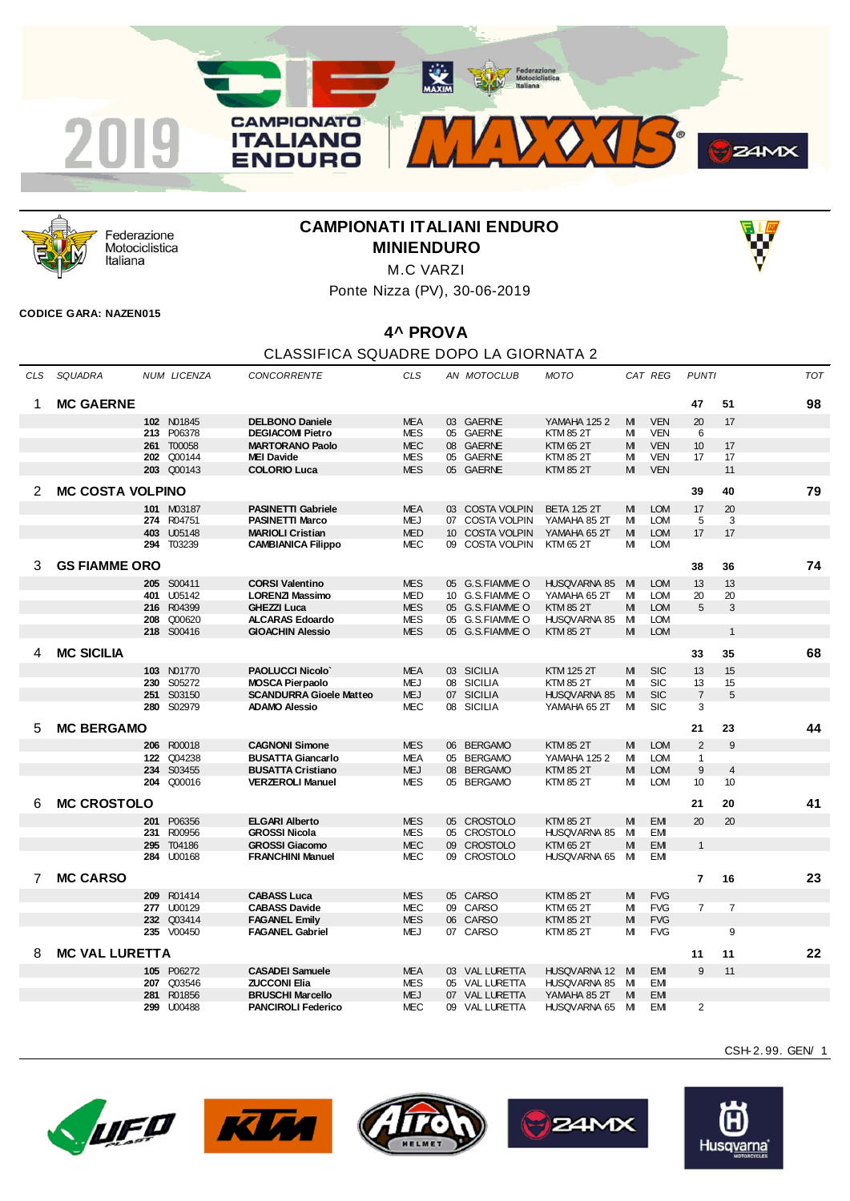# CAMPIONATI ITALIANI ENDURO
## MINIENDURO
M.C VARZI

Ponte Nizza (PV), 30-06-2019

**CODICE GARA: NAZEN015**

## 4^ PROVA
CLASSIFICA SQUADRE DOPO LA GIORNATA 2

| CLS | SQUADRA | NUM | LICENZA | CONCORRENTE | CLS | AN | MOTOCLUB | MOTO | CAT | REG | PUNTI | | TOT |
|---|---|---|---|---|---|---|---|---|---|---|---|---|---|
| 1 | **MC GAERNE** | | | | | | | | | | **47** | **51** | **98** |
| | | **102** | N01845 | **DELBONO Daniele** | MEA | 03 | GAERNE | YAMAHA 125 2 | MI | VEN | 20 | 17 | |
| | | **213** | P06378 | **DEGIACOMI Pietro** | MES | 05 | GAERNE | KTM 85 2T | MI | VEN | 6 | | |
| | | **261** | T00058 | **MARTORANO Paolo** | MEC | 08 | GAERNE | KTM 65 2T | MI | VEN | 10 | 17 | |
| | | **202** | Q00144 | **MEI Davide** | MES | 05 | GAERNE | KTM 85 2T | MI | VEN | 17 | 17 | |
| | | **203** | Q00143 | **COLORIO Luca** | MES | 05 | GAERNE | KTM 85 2T | MI | VEN | | 11 | |
| 2 | **MC COSTA VOLPINO** | | | | | | | | | | **39** | **40** | **79** |
| | | **101** | M03187 | **PASINETTI Gabriele** | MEA | 03 | COSTA VOLPIN | BETA 125 2T | MI | LOM | 17 | 20 | |
| | | **274** | R04751 | **PASINETTI Marco** | MEJ | 07 | COSTA VOLPIN | YAMAHA 85 2T | MI | LOM | 5 | 3 | |
| | | **403** | U05148 | **MARIOLI Cristian** | MED | 10 | COSTA VOLPIN | YAMAHA 65 2T | MI | LOM | 17 | 17 | |
| | | **294** | T03239 | **CAMBIANICA Filippo** | MEC | 09 | COSTA VOLPIN | KTM 65 2T | MI | LOM | | | |
| 3 | **GS FIAMME ORO** | | | | | | | | | | **38** | **36** | **74** |
| | | **205** | S00411 | **CORSI Valentino** | MES | 05 | G.S.FIAMME O | HUSQVARNA 85 | MI | LOM | 13 | 13 | |
| | | **401** | U05142 | **LORENZI Massimo** | MED | 10 | G.S.FIAMME O | YAMAHA 65 2T | MI | LOM | 20 | 20 | |
| | | **216** | R04399 | **GHEZZI Luca** | MES | 05 | G.S.FIAMME O | KTM 85 2T | MI | LOM | 5 | 3 | |
| | | **208** | Q00620 | **ALCARAS Edoardo** | MES | 05 | G.S.FIAMME O | HUSQVARNA 85 | MI | LOM | | | |
| | | **218** | S00416 | **GIOACHIN Alessio** | MES | 05 | G.S.FIAMME O | KTM 85 2T | MI | LOM | | 1 | |
| 4 | **MC SICILIA** | | | | | | | | | | **33** | **35** | **68** |
| | | **103** | N01770 | **PAOLUCCI Nicolo`** | MEA | 03 | SICILIA | KTM 125 2T | MI | SIC | 13 | 15 | |
| | | **230** | S05272 | **MOSCA Pierpaolo** | MEJ | 08 | SICILIA | KTM 85 2T | MI | SIC | 13 | 15 | |
| | | **251** | S03150 | **SCANDURRA Gioele Matteo** | MEJ | 07 | SICILIA | HUSQVARNA 85 | MI | SIC | 7 | 5 | |
| | | **280** | S02979 | **ADAMO Alessio** | MEC | 08 | SICILIA | YAMAHA 65 2T | MI | SIC | 3 | | |
| 5 | **MC BERGAMO** | | | | | | | | | | **21** | **23** | **44** |
| | | **206** | R00018 | **CAGNONI Simone** | MES | 06 | BERGAMO | KTM 85 2T | MI | LOM | 2 | 9 | |
| | | **122** | Q04238 | **BUSATTA Giancarlo** | MEA | 05 | BERGAMO | YAMAHA 125 2 | MI | LOM | 1 | | |
| | | **234** | S03455 | **BUSATTA Cristiano** | MEJ | 08 | BERGAMO | KTM 85 2T | MI | LOM | 9 | 4 | |
| | | **204** | Q00016 | **VERZEROLI Manuel** | MES | 05 | BERGAMO | KTM 85 2T | MI | LOM | 10 | 10 | |
| 6 | **MC CROSTOLO** | | | | | | | | | | **21** | **20** | **41** |
| | | **201** | P06356 | **ELGARI Alberto** | MES | 05 | CROSTOLO | KTM 85 2T | MI | EMI | 20 | 20 | |
| | | **231** | R00956 | **GROSSI Nicola** | MES | 05 | CROSTOLO | HUSQVARNA 85 | MI | EMI | | | |
| | | **295** | T04186 | **GROSSI Giacomo** | MEC | 09 | CROSTOLO | KTM 65 2T | MI | EMI | 1 | | |
| | | **284** | U00168 | **FRANCHINI Manuel** | MEC | 09 | CROSTOLO | HUSQVARNA 65 | MI | EMI | | | |
| 7 | **MC CARSO** | | | | | | | | | | **7** | **16** | **23** |
| | | **209** | R01414 | **CABASS Luca** | MES | 05 | CARSO | KTM 85 2T | MI | FVG | | | |
| | | **277** | U00129 | **CABASS Davide** | MEC | 09 | CARSO | KTM 65 2T | MI | FVG | 7 | 7 | |
| | | **232** | Q03414 | **FAGANEL Emily** | MES | 06 | CARSO | KTM 85 2T | MI | FVG | | | |
| | | **235** | V00450 | **FAGANEL Gabriel** | MEJ | 07 | CARSO | KTM 85 2T | MI | FVG | | 9 | |
| 8 | **MC VAL LURETTA** | | | | | | | | | | **11** | **11** | **22** |
| | | **105** | P06272 | **CASADEI Samuele** | MEA | 03 | VAL LURETTA | HUSQVARNA 12 | MI | EMI | 9 | 11 | |
| | | **207** | Q03546 | **ZUCCONI Elia** | MES | 05 | VAL LURETTA | HUSQVARNA 85 | MI | EMI | | | |
| | | **281** | R01856 | **BRUSCHI Marcello** | MEJ | 07 | VAL LURETTA | YAMAHA 85 2T | MI | EMI | | | |
| | | **299** | U00488 | **PANCIROLI Federico** | MEC | 09 | VAL LURETTA | HUSQVARNA 65 | MI | EMI | 2 | | |

CSH-2.99. GEN/ 1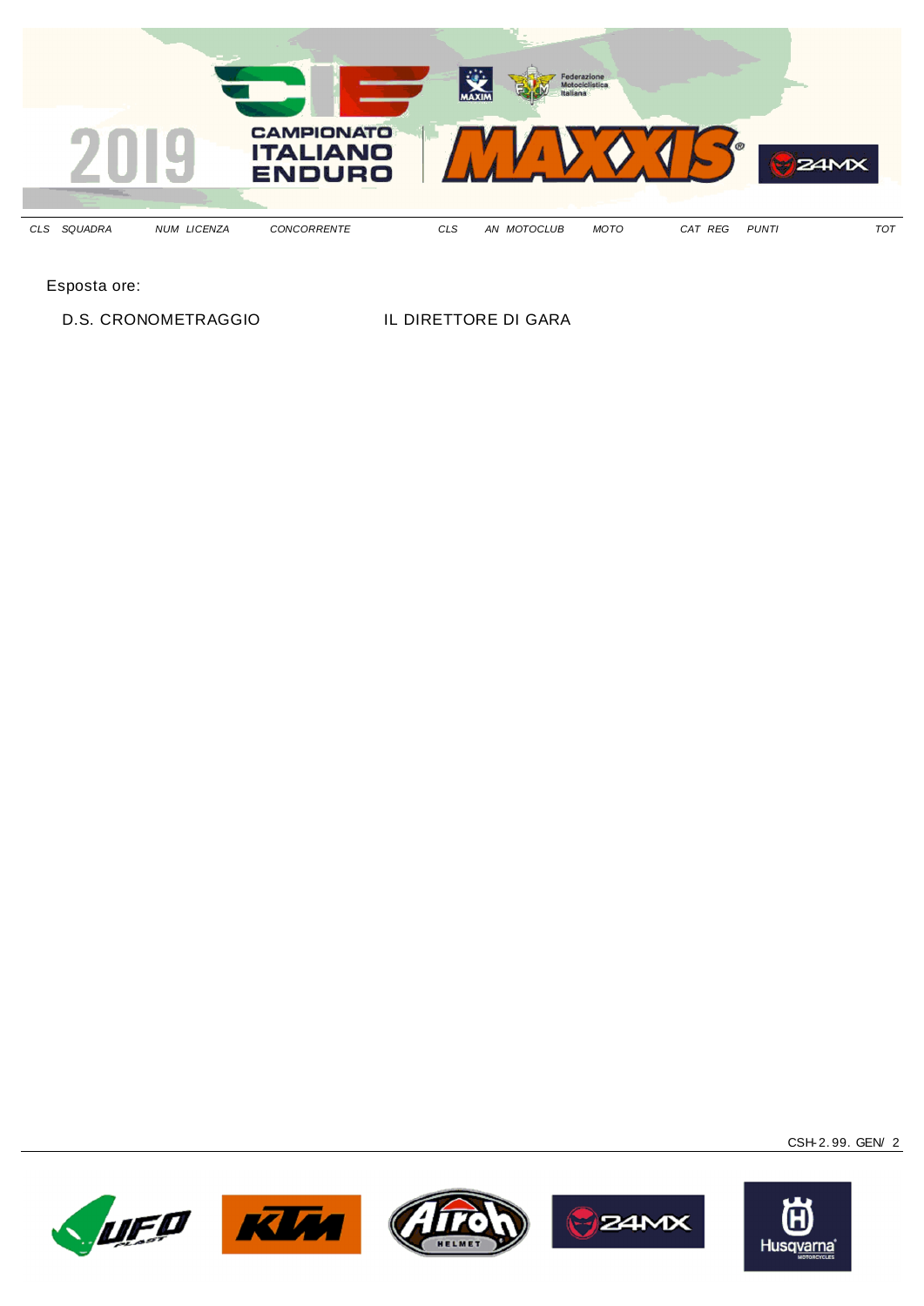# 2019 CAMPIONATO ITALIANO ENDURO

| CLS | SQUADRA | NUM | LICENZA | CONCORRENTE | CLS | AN | MOTOCLUB | MOTO | CAT | REG | PUNTI | TOT |
|---|---|---|---|---|---|---|---|---|---|---|---|---|

Esposta ore:

D.S. CRONOMETRAGGIO

IL DIRETTORE DI GARA

CSH-2.99. GEN/ 2